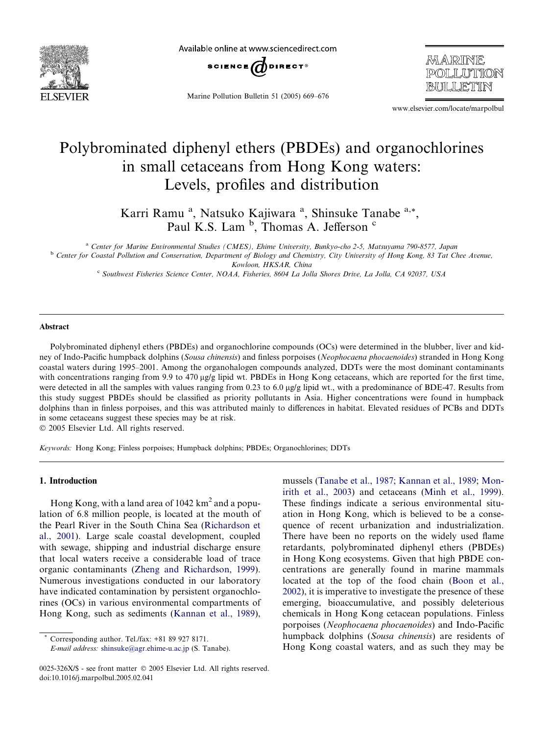# Polybrominated diphenyl ethers (PBDEs) and organochlorines in small cetaceans from Hong Kong waters: Levels, profiles and distribution

Karri Ramu [a], Natsuko Kajiwara [a], Shinsuke Tanabe [a,*], Paul K.S. Lam [b], Thomas A. Jefferson [c]

[a] *Center for Marine Environmental Studies (CMES), Ehime University, Bunkyo-cho 2-5, Matsuyama 790-8577, Japan*

[b] *Center for Coastal Pollution and Conservation, Department of Biology and Chemistry, City University of Hong Kong, 83 Tat Chee Avenue, Kowloon, HKSAR, China*

[c] *Southwest Fisheries Science Center, NOAA, Fisheries, 8604 La Jolla Shores Drive, La Jolla, CA 92037, USA*

## Abstract

Polybrominated diphenyl ethers (PBDEs) and organochlorine compounds (OCs) were determined in the blubber, liver and kidney of Indo-Pacific humpback dolphins (*Sousa chinensis*) and finless porpoises (*Neophocaena phocaenoides*) stranded in Hong Kong coastal waters during 1995–2001. Among the organohalogen compounds analyzed, DDTs were the most dominant contaminants with concentrations ranging from 9.9 to 470 μg/g lipid wt. PBDEs in Hong Kong cetaceans, which are reported for the first time, were detected in all the samples with values ranging from 0.23 to 6.0 μg/g lipid wt., with a predominance of BDE-47. Results from this study suggest PBDEs should be classified as priority pollutants in Asia. Higher concentrations were found in humpback dolphins than in finless porpoises, and this was attributed mainly to differences in habitat. Elevated residues of PCBs and DDTs in some cetaceans suggest these species may be at risk.

© 2005 Elsevier Ltd. All rights reserved.

*Keywords:* Hong Kong; Finless porpoises; Humpback dolphins; PBDEs; Organochlorines; DDTs

## 1. Introduction

Hong Kong, with a land area of 1042 $km^2$ and a population of 6.8 million people, is located at the mouth of the Pearl River in the South China Sea (Richardson et al., 2001). Large scale coastal development, coupled with sewage, shipping and industrial discharge ensure that local waters receive a considerable load of trace organic contaminants (Zheng and Richardson, 1999). Numerous investigations conducted in our laboratory have indicated contamination by persistent organochlorines (OCs) in various environmental compartments of Hong Kong, such as sediments (Kannan et al., 1989), mussels (Tanabe et al., 1987; Kannan et al., 1989; Monirith et al., 2003) and cetaceans (Minh et al., 1999). These findings indicate a serious environmental situation in Hong Kong, which is believed to be a consequence of recent urbanization and industrialization. There have been no reports on the widely used flame retardants, polybrominated diphenyl ethers (PBDEs) in Hong Kong ecosystems. Given that high PBDE concentrations are generally found in marine mammals located at the top of the food chain (Boon et al., 2002), it is imperative to investigate the presence of these emerging, bioaccumulative, and possibly deleterious chemicals in Hong Kong cetacean populations. Finless porpoises (*Neophocaena phocaenoides*) and Indo-Pacific humpback dolphins (*Sousa chinensis*) are residents of Hong Kong coastal waters, and as such they may be

\* Corresponding author. Tel./fax: +81 89 927 8171.
*E-mail address:* shinsuke@agr.ehime-u.ac.jp (S. Tanabe).

0025-326X/$ - see front matter © 2005 Elsevier Ltd. All rights reserved.
doi:10.1016/j.marpolbul.2005.02.041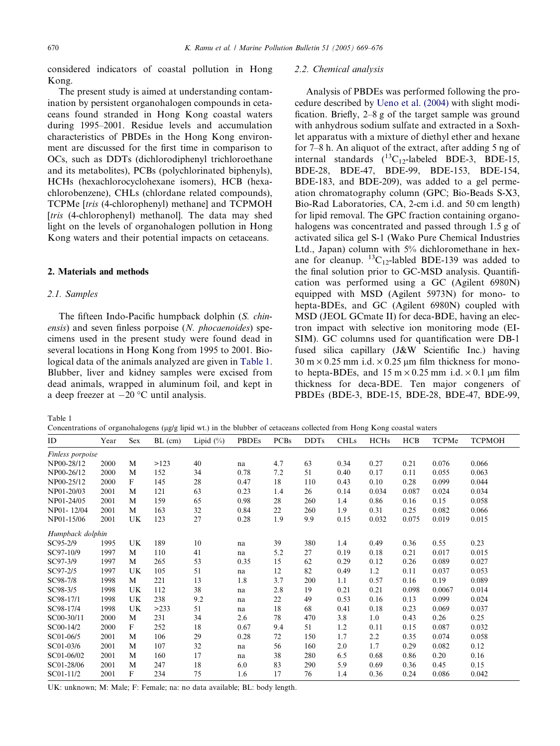considered indicators of coastal pollution in Hong Kong.

The present study is aimed at understanding contamination by persistent organohalogen compounds in cetaceans found stranded in Hong Kong coastal waters during 1995–2001. Residue levels and accumulation characteristics of PBDEs in the Hong Kong environment are discussed for the first time in comparison to OCs, such as DDTs (dichlorodiphenyl trichloroethane and its metabolites), PCBs (polychlorinated biphenyls), HCHs (hexachlorocyclohexane isomers), HCB (hexachlorobenzene), CHLs (chlordane related compounds), TCPMe [*tris* (4-chlorophenyl) methane] and TCPMOH [*tris* (4-chlorophenyl) methanol]. The data may shed light on the levels of organohalogen pollution in Hong Kong waters and their potential impacts on cetaceans.

## 2. Materials and methods

### 2.1. Samples

The fifteen Indo-Pacific humpback dolphin (*S. chinensis*) and seven finless porpoise (*N. phocaenoides*) specimens used in the present study were found dead in several locations in Hong Kong from 1995 to 2001. Biological data of the animals analyzed are given in Table 1. Blubber, liver and kidney samples were excised from dead animals, wrapped in aluminum foil, and kept in a deep freezer at −20 °C until analysis.

### 2.2. Chemical analysis

Analysis of PBDEs was performed following the procedure described by Ueno et al. (2004) with slight modification. Briefly, 2–8 g of the target sample was ground with anhydrous sodium sulfate and extracted in a Soxhlet apparatus with a mixture of diethyl ether and hexane for 7–8 h. An aliquot of the extract, after adding 5 ng of internal standards ($^{13}C_{12}$-labeled BDE-3, BDE-15, BDE-28, BDE-47, BDE-99, BDE-153, BDE-154, BDE-183, and BDE-209), was added to a gel permeation chromatography column (GPC; Bio-Beads S-X3, Bio-Rad Laboratories, CA, 2-cm i.d. and 50 cm length) for lipid removal. The GPC fraction containing organohalogens was concentrated and passed through 1.5 g of activated silica gel S-1 (Wako Pure Chemical Industries Ltd., Japan) column with 5% dichloromethane in hexane for cleanup. $^{13}C_{12}$-labled BDE-139 was added to the final solution prior to GC-MSD analysis. Quantification was performed using a GC (Agilent 6980N) equipped with MSD (Agilent 5973N) for mono- to hepta-BDEs, and GC (Agilent 6980N) coupled with MSD (JEOL GCmate II) for deca-BDE, having an electron impact with selective ion monitoring mode (EI-SIM). GC columns used for quantification were DB-1 fused silica capillary (J&W Scientific Inc.) having 30 m × 0.25 mm i.d. × 0.25 μm film thickness for mono- to hepta-BDEs, and 15 m × 0.25 mm i.d. × 0.1 μm film thickness for deca-BDE. Ten major congeners of PBDEs (BDE-3, BDE-15, BDE-28, BDE-47, BDE-99,

Table 1
Concentrations of organohalogens (μg/g lipid wt.) in the blubber of cetaceans collected from Hong Kong coastal waters

| ID | Year | Sex | BL (cm) | Lipid (%) | PBDEs | PCBs | DDTs | CHLs | HCHs | HCB | TCPMe | TCPMOH |
|---|---|---|---|---|---|---|---|---|---|---|---|---|
| *Finless porpoise* | | | | | | | | | | | | |
| NP00-28/12 | 2000 | M | >123 | 40 | na | 4.7 | 63 | 0.34 | 0.27 | 0.21 | 0.076 | 0.066 |
| NP00-26/12 | 2000 | M | 152 | 34 | 0.78 | 7.2 | 51 | 0.40 | 0.17 | 0.11 | 0.055 | 0.063 |
| NP00-25/12 | 2000 | F | 145 | 28 | 0.47 | 18 | 110 | 0.43 | 0.10 | 0.28 | 0.099 | 0.044 |
| NP01-20/03 | 2001 | M | 121 | 63 | 0.23 | 1.4 | 26 | 0.14 | 0.034 | 0.087 | 0.024 | 0.034 |
| NP01-24/05 | 2001 | M | 159 | 65 | 0.98 | 28 | 260 | 1.4 | 0.86 | 0.16 | 0.15 | 0.058 |
| NP01- 12/04 | 2001 | M | 163 | 32 | 0.84 | 22 | 260 | 1.9 | 0.31 | 0.25 | 0.082 | 0.066 |
| NP01-15/06 | 2001 | UK | 123 | 27 | 0.28 | 1.9 | 9.9 | 0.15 | 0.032 | 0.075 | 0.019 | 0.015 |
| *Humpback dolphin* | | | | | | | | | | | | |
| SC95-2/9 | 1995 | UK | 189 | 10 | na | 39 | 380 | 1.4 | 0.49 | 0.36 | 0.55 | 0.23 |
| SC97-10/9 | 1997 | M | 110 | 41 | na | 5.2 | 27 | 0.19 | 0.18 | 0.21 | 0.017 | 0.015 |
| SC97-3/9 | 1997 | M | 265 | 53 | 0.35 | 15 | 62 | 0.29 | 0.12 | 0.26 | 0.089 | 0.027 |
| SC97-2/5 | 1997 | UK | 105 | 51 | na | 12 | 82 | 0.49 | 1.2 | 0.11 | 0.037 | 0.053 |
| SC98-7/8 | 1998 | M | 221 | 13 | 1.8 | 3.7 | 200 | 1.1 | 0.57 | 0.16 | 0.19 | 0.089 |
| SC98-3/5 | 1998 | UK | 112 | 38 | na | 2.8 | 19 | 0.21 | 0.21 | 0.098 | 0.0067 | 0.014 |
| SC98-17/1 | 1998 | UK | 238 | 9.2 | na | 22 | 49 | 0.53 | 0.16 | 0.13 | 0.099 | 0.024 |
| SC98-17/4 | 1998 | UK | >233 | 51 | na | 18 | 68 | 0.41 | 0.18 | 0.23 | 0.069 | 0.037 |
| SC00-30/11 | 2000 | M | 231 | 34 | 2.6 | 78 | 470 | 3.8 | 1.0 | 0.43 | 0.26 | 0.25 |
| SC00-14/2 | 2000 | F | 252 | 18 | 0.67 | 9.4 | 51 | 1.2 | 0.11 | 0.15 | 0.087 | 0.032 |
| SC01-06/5 | 2001 | M | 106 | 29 | 0.28 | 72 | 150 | 1.7 | 2.2 | 0.35 | 0.074 | 0.058 |
| SC01-03/6 | 2001 | M | 107 | 32 | na | 56 | 160 | 2.0 | 1.7 | 0.29 | 0.082 | 0.12 |
| SC01-06/02 | 2001 | M | 160 | 17 | na | 38 | 280 | 6.5 | 0.68 | 0.86 | 0.20 | 0.16 |
| SC01-28/06 | 2001 | M | 247 | 18 | 6.0 | 83 | 290 | 5.9 | 0.69 | 0.36 | 0.45 | 0.15 |
| SC01-11/2 | 2001 | F | 234 | 75 | 1.6 | 17 | 76 | 1.4 | 0.36 | 0.24 | 0.086 | 0.042 |

UK: unknown; M: Male; F: Female; na: no data available; BL: body length.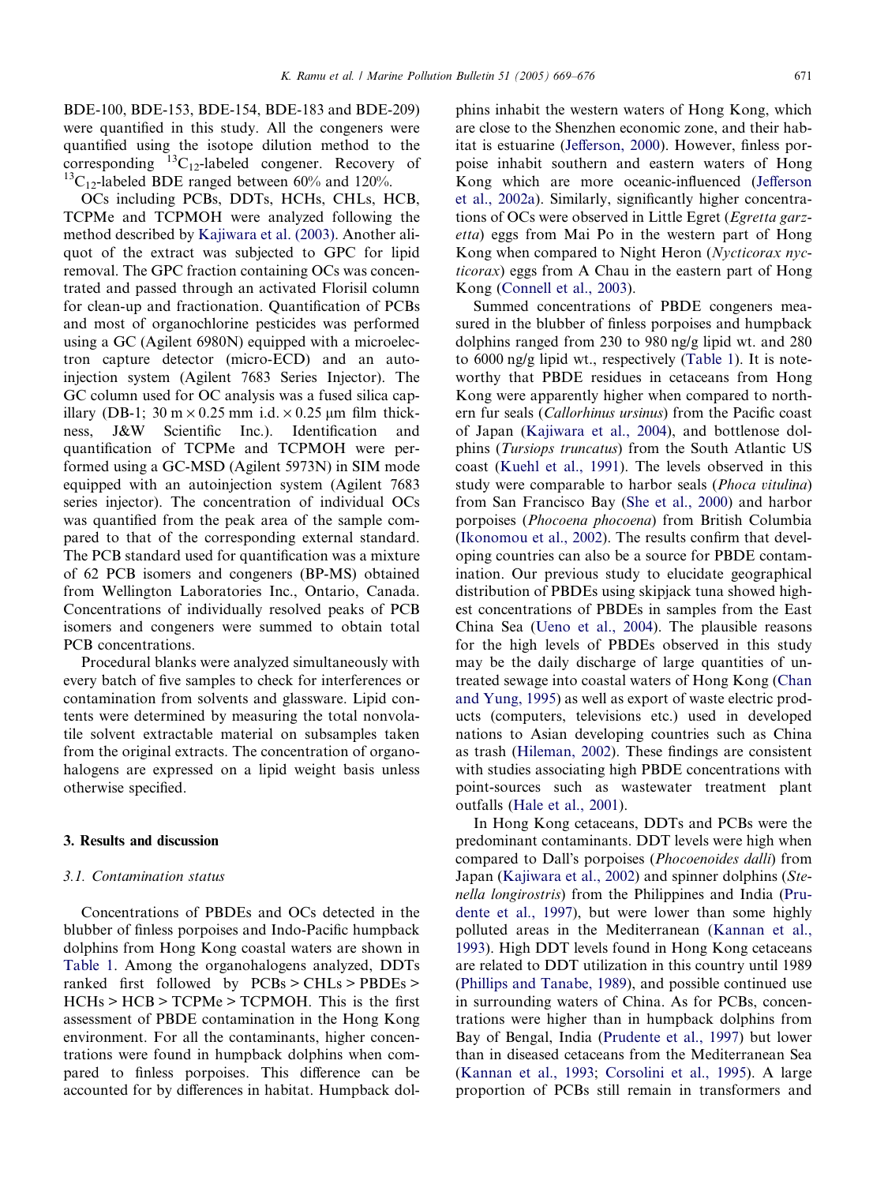BDE-100, BDE-153, BDE-154, BDE-183 and BDE-209) were quantified in this study. All the congeners were quantified using the isotope dilution method to the corresponding $^{13}C_{12}$-labeled congener. Recovery of $^{13}C_{12}$-labeled BDE ranged between 60% and 120%.

OCs including PCBs, DDTs, HCHs, CHLs, HCB, TCPMe and TCPMOH were analyzed following the method described by Kajiwara et al. (2003). Another aliquot of the extract was subjected to GPC for lipid removal. The GPC fraction containing OCs was concentrated and passed through an activated Florisil column for clean-up and fractionation. Quantification of PCBs and most of organochlorine pesticides was performed using a GC (Agilent 6980N) equipped with a microelectron capture detector (micro-ECD) and an autoinjection system (Agilent 7683 Series Injector). The GC column used for OC analysis was a fused silica capillary (DB-1; 30 m × 0.25 mm i.d. × 0.25 μm film thickness, J&W Scientific Inc.). Identification and quantification of TCPMe and TCPMOH were performed using a GC-MSD (Agilent 5973N) in SIM mode equipped with an autoinjection system (Agilent 7683 series injector). The concentration of individual OCs was quantified from the peak area of the sample compared to that of the corresponding external standard. The PCB standard used for quantification was a mixture of 62 PCB isomers and congeners (BP-MS) obtained from Wellington Laboratories Inc., Ontario, Canada. Concentrations of individually resolved peaks of PCB isomers and congeners were summed to obtain total PCB concentrations.

Procedural blanks were analyzed simultaneously with every batch of five samples to check for interferences or contamination from solvents and glassware. Lipid contents were determined by measuring the total nonvolatile solvent extractable material on subsamples taken from the original extracts. The concentration of organohalogens are expressed on a lipid weight basis unless otherwise specified.

## 3. Results and discussion

### 3.1. Contamination status

Concentrations of PBDEs and OCs detected in the blubber of finless porpoises and Indo-Pacific humpback dolphins from Hong Kong coastal waters are shown in Table 1. Among the organohalogens analyzed, DDTs ranked first followed by PCBs > CHLs > PBDEs > HCHs > HCB > TCPMe > TCPMOH. This is the first assessment of PBDE contamination in the Hong Kong environment. For all the contaminants, higher concentrations were found in humpback dolphins when compared to finless porpoises. This difference can be accounted for by differences in habitat. Humpback dolphins inhabit the western waters of Hong Kong, which are close to the Shenzhen economic zone, and their habitat is estuarine (Jefferson, 2000). However, finless porpoise inhabit southern and eastern waters of Hong Kong which are more oceanic-influenced (Jefferson et al., 2002a). Similarly, significantly higher concentrations of OCs were observed in Little Egret (*Egretta garzetta*) eggs from Mai Po in the western part of Hong Kong when compared to Night Heron (*Nycticorax nycticorax*) eggs from A Chau in the eastern part of Hong Kong (Connell et al., 2003).

Summed concentrations of PBDE congeners measured in the blubber of finless porpoises and humpback dolphins ranged from 230 to 980 ng/g lipid wt. and 280 to 6000 ng/g lipid wt., respectively (Table 1). It is noteworthy that PBDE residues in cetaceans from Hong Kong were apparently higher when compared to northern fur seals (*Callorhinus ursinus*) from the Pacific coast of Japan (Kajiwara et al., 2004), and bottlenose dolphins (*Tursiops truncatus*) from the South Atlantic US coast (Kuehl et al., 1991). The levels observed in this study were comparable to harbor seals (*Phoca vitulina*) from San Francisco Bay (She et al., 2000) and harbor porpoises (*Phocoena phocoena*) from British Columbia (Ikonomou et al., 2002). The results confirm that developing countries can also be a source for PBDE contamination. Our previous study to elucidate geographical distribution of PBDEs using skipjack tuna showed highest concentrations of PBDEs in samples from the East China Sea (Ueno et al., 2004). The plausible reasons for the high levels of PBDEs observed in this study may be the daily discharge of large quantities of untreated sewage into coastal waters of Hong Kong (Chan and Yung, 1995) as well as export of waste electric products (computers, televisions etc.) used in developed nations to Asian developing countries such as China as trash (Hileman, 2002). These findings are consistent with studies associating high PBDE concentrations with point-sources such as wastewater treatment plant outfalls (Hale et al., 2001).

In Hong Kong cetaceans, DDTs and PCBs were the predominant contaminants. DDT levels were high when compared to Dall's porpoises (*Phocoenoides dalli*) from Japan (Kajiwara et al., 2002) and spinner dolphins (*Stenella longirostris*) from the Philippines and India (Prudente et al., 1997), but were lower than some highly polluted areas in the Mediterranean (Kannan et al., 1993). High DDT levels found in Hong Kong cetaceans are related to DDT utilization in this country until 1989 (Phillips and Tanabe, 1989), and possible continued use in surrounding waters of China. As for PCBs, concentrations were higher than in humpback dolphins from Bay of Bengal, India (Prudente et al., 1997) but lower than in diseased cetaceans from the Mediterranean Sea (Kannan et al., 1993; Corsolini et al., 1995). A large proportion of PCBs still remain in transformers and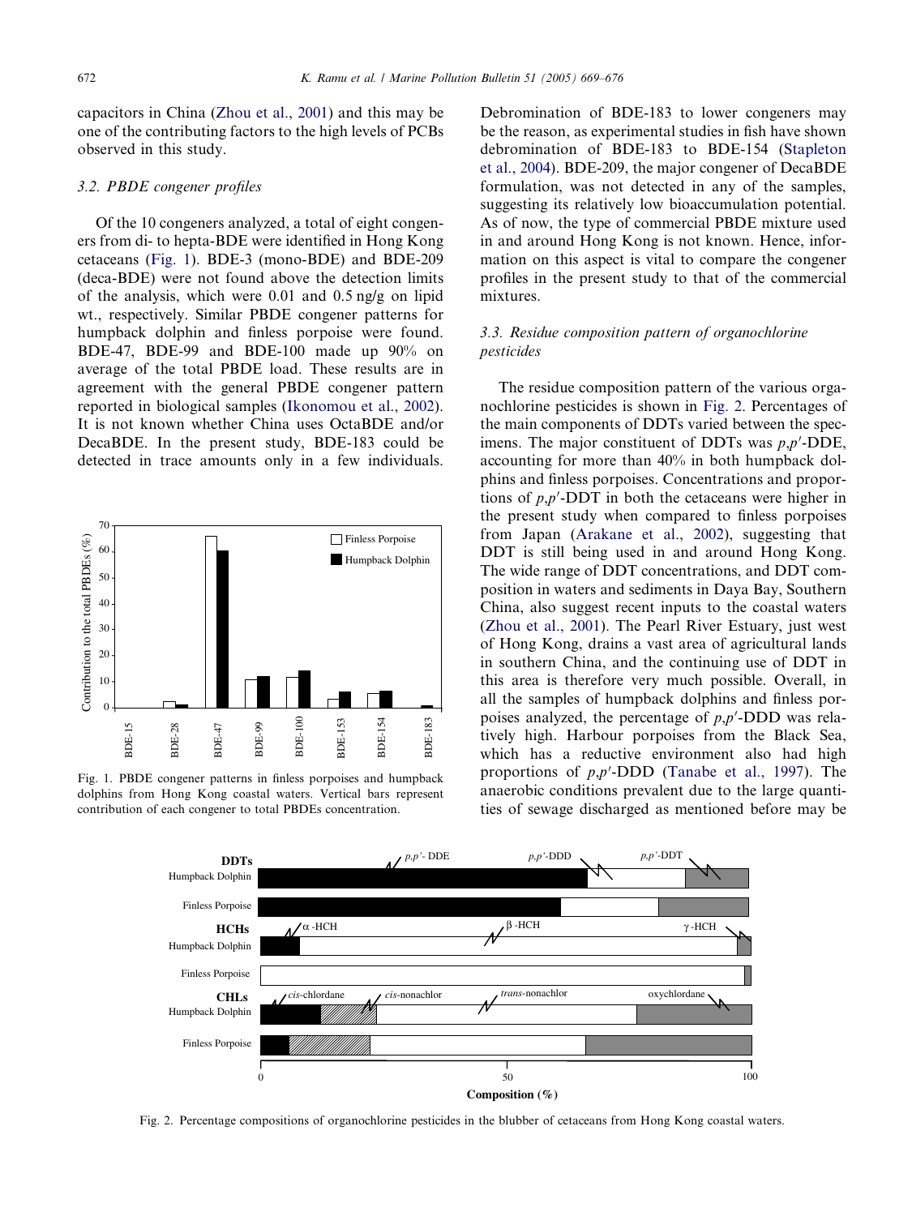capacitors in China (Zhou et al., 2001) and this may be one of the contributing factors to the high levels of PCBs observed in this study.

### 3.2. PBDE congener profiles

Of the 10 congeners analyzed, a total of eight congeners from di- to hepta-BDE were identified in Hong Kong cetaceans (Fig. 1). BDE-3 (mono-BDE) and BDE-209 (deca-BDE) were not found above the detection limits of the analysis, which were 0.01 and 0.5 ng/g on lipid wt., respectively. Similar PBDE congener patterns for humpback dolphin and finless porpoise were found. BDE-47, BDE-99 and BDE-100 made up 90% on average of the total PBDE load. These results are in agreement with the general PBDE congener pattern reported in biological samples (Ikonomou et al., 2002). It is not known whether China uses OctaBDE and/or DecaBDE. In the present study, BDE-183 could be detected in trace amounts only in a few individuals.

Fig. 1. PBDE congener patterns in finless porpoises and humpback dolphins from Hong Kong coastal waters. Vertical bars represent contribution of each congener to total PBDEs concentration.

Debromination of BDE-183 to lower congeners may be the reason, as experimental studies in fish have shown debromination of BDE-183 to BDE-154 (Stapleton et al., 2004). BDE-209, the major congener of DecaBDE formulation, was not detected in any of the samples, suggesting its relatively low bioaccumulation potential. As of now, the type of commercial PBDE mixture used in and around Hong Kong is not known. Hence, information on this aspect is vital to compare the congener profiles in the present study to that of the commercial mixtures.

### 3.3. Residue composition pattern of organochlorine pesticides

The residue composition pattern of the various organochlorine pesticides is shown in Fig. 2. Percentages of the main components of DDTs varied between the specimens. The major constituent of DDTs was *p,p′*-DDE, accounting for more than 40% in both humpback dolphins and finless porpoises. Concentrations and proportions of *p,p′*-DDT in both the cetaceans were higher in the present study when compared to finless porpoises from Japan (Arakane et al., 2002), suggesting that DDT is still being used in and around Hong Kong. The wide range of DDT concentrations, and DDT composition in waters and sediments in Daya Bay, Southern China, also suggest recent inputs to the coastal waters (Zhou et al., 2001). The Pearl River Estuary, just west of Hong Kong, drains a vast area of agricultural lands in southern China, and the continuing use of DDT in this area is therefore very much possible. Overall, in all the samples of humpback dolphins and finless porpoises analyzed, the percentage of *p,p′*-DDD was relatively high. Harbour porpoises from the Black Sea, which has a reductive environment also had high proportions of *p,p′*-DDD (Tanabe et al., 1997). The anaerobic conditions prevalent due to the large quantities of sewage discharged as mentioned before may be

Fig. 2. Percentage compositions of organochlorine pesticides in the blubber of cetaceans from Hong Kong coastal waters.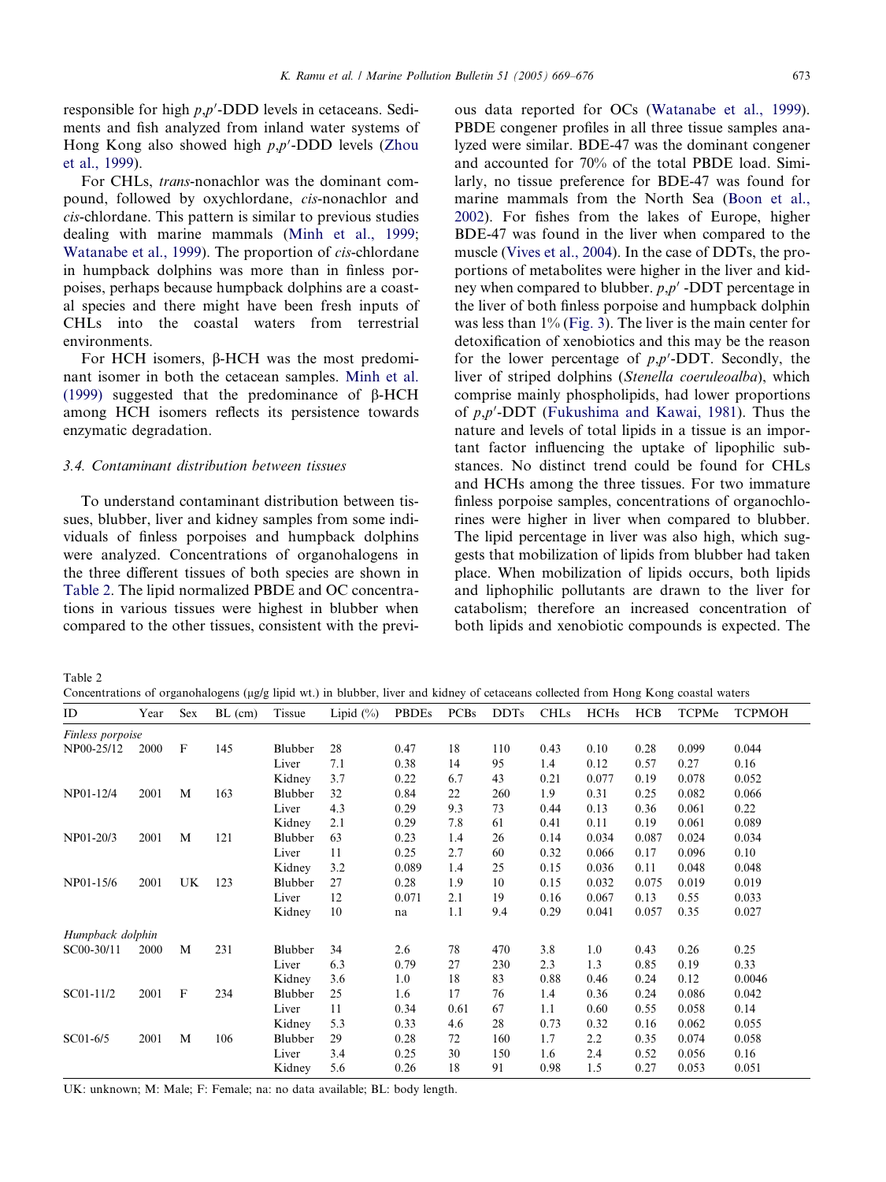responsible for high $p,p'$-DDD levels in cetaceans. Sediments and fish analyzed from inland water systems of Hong Kong also showed high $p,p'$-DDD levels (Zhou et al., 1999).

For CHLs, *trans*-nonachlor was the dominant compound, followed by oxychlordane, *cis*-nonachlor and *cis*-chlordane. This pattern is similar to previous studies dealing with marine mammals (Minh et al., 1999; Watanabe et al., 1999). The proportion of *cis*-chlordane in humpback dolphins was more than in finless porpoises, perhaps because humpback dolphins are a coastal species and there might have been fresh inputs of CHLs into the coastal waters from terrestrial environments.

For HCH isomers, β-HCH was the most predominant isomer in both the cetacean samples. Minh et al. (1999) suggested that the predominance of β-HCH among HCH isomers reflects its persistence towards enzymatic degradation.

### 3.4. Contaminant distribution between tissues

To understand contaminant distribution between tissues, blubber, liver and kidney samples from some individuals of finless porpoises and humpback dolphins were analyzed. Concentrations of organohalogens in the three different tissues of both species are shown in Table 2. The lipid normalized PBDE and OC concentrations in various tissues were highest in blubber when compared to the other tissues, consistent with the previous data reported for OCs (Watanabe et al., 1999). PBDE congener profiles in all three tissue samples analyzed were similar. BDE-47 was the dominant congener and accounted for 70% of the total PBDE load. Similarly, no tissue preference for BDE-47 was found for marine mammals from the North Sea (Boon et al., 2002). For fishes from the lakes of Europe, higher BDE-47 was found in the liver when compared to the muscle (Vives et al., 2004). In the case of DDTs, the proportions of metabolites were higher in the liver and kidney when compared to blubber. $p,p'$-DDT percentage in the liver of both finless porpoise and humpback dolphin was less than 1% (Fig. 3). The liver is the main center for detoxification of xenobiotics and this may be the reason for the lower percentage of $p,p'$-DDT. Secondly, the liver of striped dolphins (*Stenella coeruleoalba*), which comprise mainly phospholipids, had lower proportions of $p,p'$-DDT (Fukushima and Kawai, 1981). Thus the nature and levels of total lipids in a tissue is an important factor influencing the uptake of lipophilic substances. No distinct trend could be found for CHLs and HCHs among the three tissues. For two immature finless porpoise samples, concentrations of organochlorines were higher in liver when compared to blubber. The lipid percentage in liver was also high, which suggests that mobilization of lipids from blubber had taken place. When mobilization of lipids occurs, both lipids and liphophilic pollutants are drawn to the liver for catabolism; therefore an increased concentration of both lipids and xenobiotic compounds is expected. The

Table 2
Concentrations of organohalogens (μg/g lipid wt.) in blubber, liver and kidney of cetaceans collected from Hong Kong coastal waters

| ID | Year | Sex | BL (cm) | Tissue | Lipid (%) | PBDEs | PCBs | DDTs | CHLs | HCHs | HCB | TCPMe | TCPMOH |
|---|---|---|---|---|---|---|---|---|---|---|---|---|---|
| *Finless porpoise* | | | | | | | | | | | | | |
| NP00-25/12 | 2000 | F | 145 | Blubber | 28 | 0.47 | 18 | 110 | 0.43 | 0.10 | 0.28 | 0.099 | 0.044 |
| | | | | Liver | 7.1 | 0.38 | 14 | 95 | 1.4 | 0.12 | 0.57 | 0.27 | 0.16 |
| | | | | Kidney | 3.7 | 0.22 | 6.7 | 43 | 0.21 | 0.077 | 0.19 | 0.078 | 0.052 |
| NP01-12/4 | 2001 | M | 163 | Blubber | 32 | 0.84 | 22 | 260 | 1.9 | 0.31 | 0.25 | 0.082 | 0.066 |
| | | | | Liver | 4.3 | 0.29 | 9.3 | 73 | 0.44 | 0.13 | 0.36 | 0.061 | 0.22 |
| | | | | Kidney | 2.1 | 0.29 | 7.8 | 61 | 0.41 | 0.11 | 0.19 | 0.061 | 0.089 |
| NP01-20/3 | 2001 | M | 121 | Blubber | 63 | 0.23 | 1.4 | 26 | 0.14 | 0.034 | 0.087 | 0.024 | 0.034 |
| | | | | Liver | 11 | 0.25 | 2.7 | 60 | 0.32 | 0.066 | 0.17 | 0.096 | 0.10 |
| | | | | Kidney | 3.2 | 0.089 | 1.4 | 25 | 0.15 | 0.036 | 0.11 | 0.048 | 0.048 |
| NP01-15/6 | 2001 | UK | 123 | Blubber | 27 | 0.28 | 1.9 | 10 | 0.15 | 0.032 | 0.075 | 0.019 | 0.019 |
| | | | | Liver | 12 | 0.071 | 2.1 | 19 | 0.16 | 0.067 | 0.13 | 0.55 | 0.033 |
| | | | | Kidney | 10 | na | 1.1 | 9.4 | 0.29 | 0.041 | 0.057 | 0.35 | 0.027 |
| *Humpback dolphin* | | | | | | | | | | | | | |
| SC00-30/11 | 2000 | M | 231 | Blubber | 34 | 2.6 | 78 | 470 | 3.8 | 1.0 | 0.43 | 0.26 | 0.25 |
| | | | | Liver | 6.3 | 0.79 | 27 | 230 | 2.3 | 1.3 | 0.85 | 0.19 | 0.33 |
| | | | | Kidney | 3.6 | 1.0 | 18 | 83 | 0.88 | 0.46 | 0.24 | 0.12 | 0.0046 |
| SC01-11/2 | 2001 | F | 234 | Blubber | 25 | 1.6 | 17 | 76 | 1.4 | 0.36 | 0.24 | 0.086 | 0.042 |
| | | | | Liver | 11 | 0.34 | 0.61 | 67 | 1.1 | 0.60 | 0.55 | 0.058 | 0.14 |
| | | | | Kidney | 5.3 | 0.33 | 4.6 | 28 | 0.73 | 0.32 | 0.16 | 0.062 | 0.055 |
| SC01-6/5 | 2001 | M | 106 | Blubber | 29 | 0.28 | 72 | 160 | 1.7 | 2.2 | 0.35 | 0.074 | 0.058 |
| | | | | Liver | 3.4 | 0.25 | 30 | 150 | 1.6 | 2.4 | 0.52 | 0.056 | 0.16 |
| | | | | Kidney | 5.6 | 0.26 | 18 | 91 | 0.98 | 1.5 | 0.27 | 0.053 | 0.051 |

UK: unknown; M: Male; F: Female; na: no data available; BL: body length.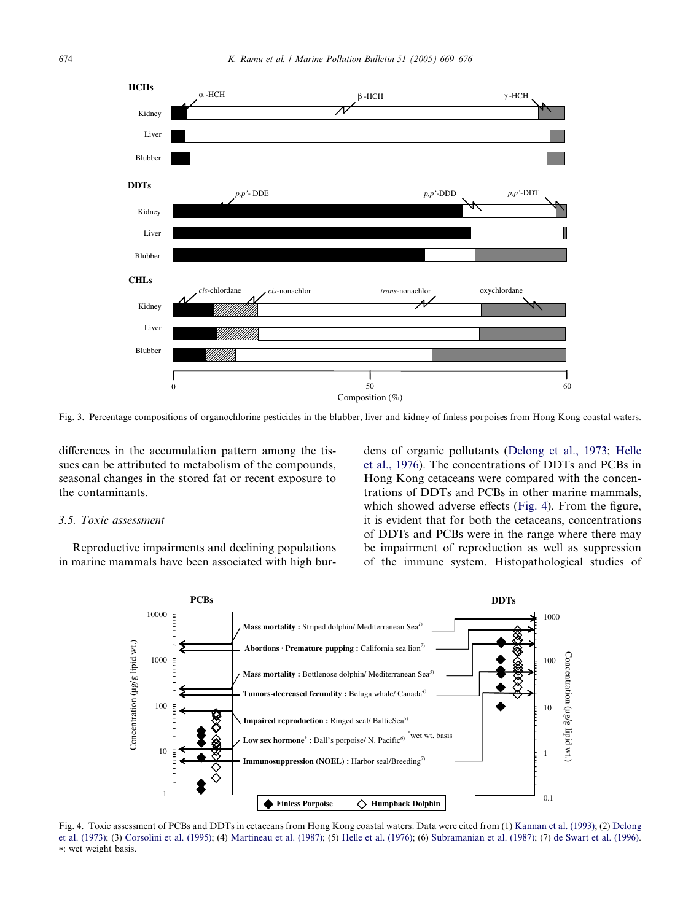Fig. 3. Percentage compositions of organochlorine pesticides in the blubber, liver and kidney of finless porpoises from Hong Kong coastal waters.

differences in the accumulation pattern among the tissues can be attributed to metabolism of the compounds, seasonal changes in the stored fat or recent exposure to the contaminants.

### 3.5. Toxic assessment

Reproductive impairments and declining populations in marine mammals have been associated with high burdens of organic pollutants (Delong et al., 1973; Helle et al., 1976). The concentrations of DDTs and PCBs in Hong Kong cetaceans were compared with the concentrations of DDTs and PCBs in other marine mammals, which showed adverse effects (Fig. 4). From the figure, it is evident that for both the cetaceans, concentrations of DDTs and PCBs were in the range where there may be impairment of reproduction as well as suppression of the immune system. Histopathological studies of

Fig. 4. Toxic assessment of PCBs and DDTs in cetaceans from Hong Kong coastal waters. Data were cited from (1) Kannan et al. (1993); (2) Delong et al. (1973); (3) Corsolini et al. (1995); (4) Martineau et al. (1987); (5) Helle et al. (1976); (6) Subramanian et al. (1987); (7) de Swart et al. (1996). *: wet weight basis.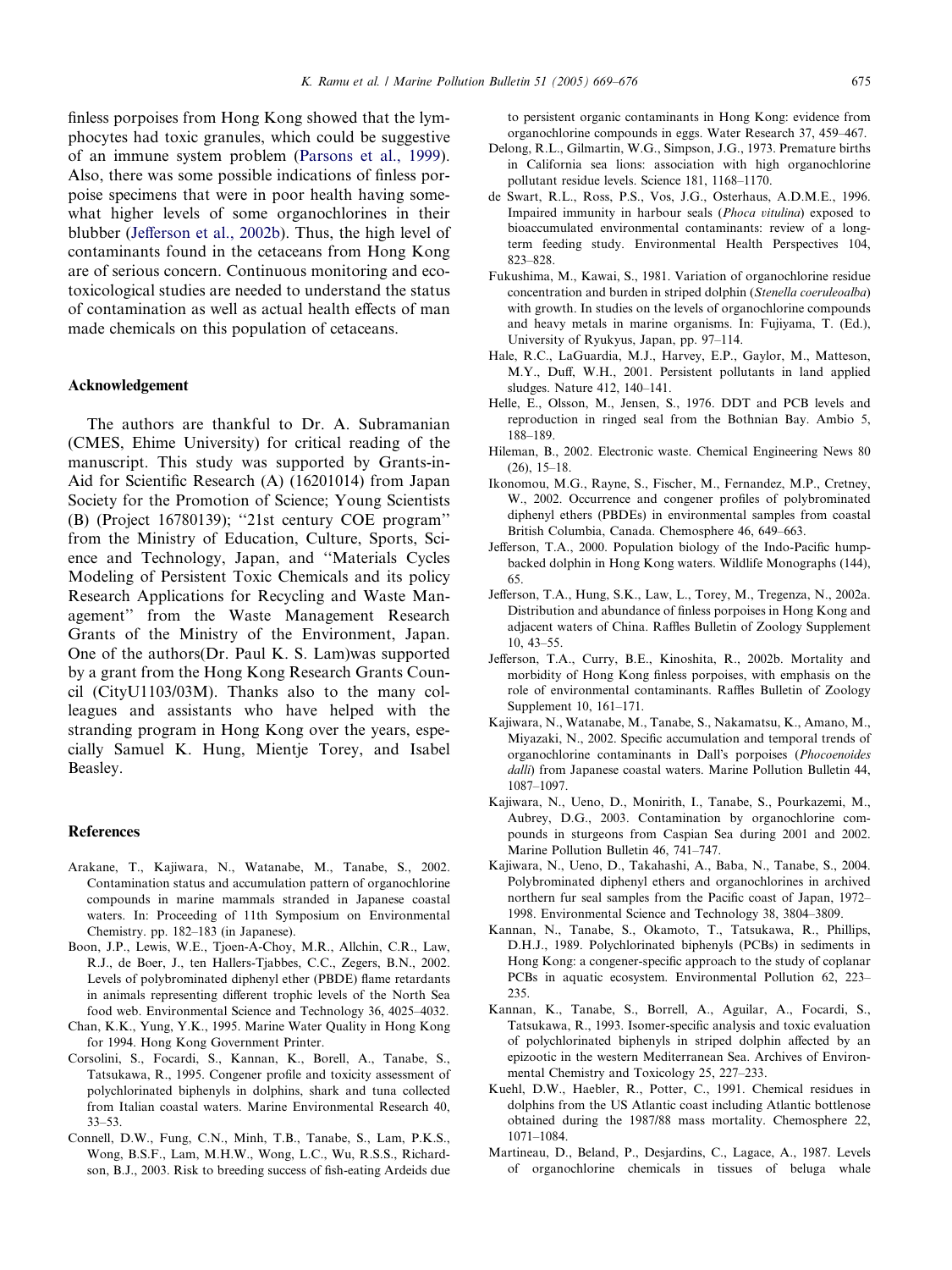finless porpoises from Hong Kong showed that the lymphocytes had toxic granules, which could be suggestive of an immune system problem (Parsons et al., 1999). Also, there was some possible indications of finless porpoise specimens that were in poor health having somewhat higher levels of some organochlorines in their blubber (Jefferson et al., 2002b). Thus, the high level of contaminants found in the cetaceans from Hong Kong are of serious concern. Continuous monitoring and ecotoxicological studies are needed to understand the status of contamination as well as actual health effects of man made chemicals on this population of cetaceans.

## Acknowledgement

The authors are thankful to Dr. A. Subramanian (CMES, Ehime University) for critical reading of the manuscript. This study was supported by Grants-in-Aid for Scientific Research (A) (16201014) from Japan Society for the Promotion of Science; Young Scientists (B) (Project 16780139); ''21st century COE program'' from the Ministry of Education, Culture, Sports, Science and Technology, Japan, and ''Materials Cycles Modeling of Persistent Toxic Chemicals and its policy Research Applications for Recycling and Waste Management'' from the Waste Management Research Grants of the Ministry of the Environment, Japan. One of the authors(Dr. Paul K. S. Lam)was supported by a grant from the Hong Kong Research Grants Council (CityU1103/03M). Thanks also to the many colleagues and assistants who have helped with the stranding program in Hong Kong over the years, especially Samuel K. Hung, Mientje Torey, and Isabel Beasley.

## References

Arakane, T., Kajiwara, N., Watanabe, M., Tanabe, S., 2002. Contamination status and accumulation pattern of organochlorine compounds in marine mammals stranded in Japanese coastal waters. In: Proceeding of 11th Symposium on Environmental Chemistry. pp. 182–183 (in Japanese).

Boon, J.P., Lewis, W.E., Tjoen-A-Choy, M.R., Allchin, C.R., Law, R.J., de Boer, J., ten Hallers-Tjabbes, C.C., Zegers, B.N., 2002. Levels of polybrominated diphenyl ether (PBDE) flame retardants in animals representing different trophic levels of the North Sea food web. Environmental Science and Technology 36, 4025–4032.

Chan, K.K., Yung, Y.K., 1995. Marine Water Quality in Hong Kong for 1994. Hong Kong Government Printer.

Corsolini, S., Focardi, S., Kannan, K., Borell, A., Tanabe, S., Tatsukawa, R., 1995. Congener profile and toxicity assessment of polychlorinated biphenyls in dolphins, shark and tuna collected from Italian coastal waters. Marine Environmental Research 40, 33–53.

Connell, D.W., Fung, C.N., Minh, T.B., Tanabe, S., Lam, P.K.S., Wong, B.S.F., Lam, M.H.W., Wong, L.C., Wu, R.S.S., Richardson, B.J., 2003. Risk to breeding success of fish-eating Ardeids due to persistent organic contaminants in Hong Kong: evidence from organochlorine compounds in eggs. Water Research 37, 459–467.

Delong, R.L., Gilmartin, W.G., Simpson, J.G., 1973. Premature births in California sea lions: association with high organochlorine pollutant residue levels. Science 181, 1168–1170.

de Swart, R.L., Ross, P.S., Vos, J.G., Osterhaus, A.D.M.E., 1996. Impaired immunity in harbour seals (*Phoca vitulina*) exposed to bioaccumulated environmental contaminants: review of a long-term feeding study. Environmental Health Perspectives 104, 823–828.

Fukushima, M., Kawai, S., 1981. Variation of organochlorine residue concentration and burden in striped dolphin (*Stenella coeruleoalba*) with growth. In studies on the levels of organochlorine compounds and heavy metals in marine organisms. In: Fujiyama, T. (Ed.), University of Ryukyus, Japan, pp. 97–114.

Hale, R.C., LaGuardia, M.J., Harvey, E.P., Gaylor, M., Matteson, M.Y., Duff, W.H., 2001. Persistent pollutants in land applied sludges. Nature 412, 140–141.

Helle, E., Olsson, M., Jensen, S., 1976. DDT and PCB levels and reproduction in ringed seal from the Bothnian Bay. Ambio 5, 188–189.

Hileman, B., 2002. Electronic waste. Chemical Engineering News 80 (26), 15–18.

Ikonomou, M.G., Rayne, S., Fischer, M., Fernandez, M.P., Cretney, W., 2002. Occurrence and congener profiles of polybrominated diphenyl ethers (PBDEs) in environmental samples from coastal British Columbia, Canada. Chemosphere 46, 649–663.

Jefferson, T.A., 2000. Population biology of the Indo-Pacific hump-backed dolphin in Hong Kong waters. Wildlife Monographs (144), 65.

Jefferson, T.A., Hung, S.K., Law, L., Torey, M., Tregenza, N., 2002a. Distribution and abundance of finless porpoises in Hong Kong and adjacent waters of China. Raffles Bulletin of Zoology Supplement 10, 43–55.

Jefferson, T.A., Curry, B.E., Kinoshita, R., 2002b. Mortality and morbidity of Hong Kong finless porpoises, with emphasis on the role of environmental contaminants. Raffles Bulletin of Zoology Supplement 10, 161–171.

Kajiwara, N., Watanabe, M., Tanabe, S., Nakamatsu, K., Amano, M., Miyazaki, N., 2002. Specific accumulation and temporal trends of organochlorine contaminants in Dall's porpoises (*Phocoenoides dalli*) from Japanese coastal waters. Marine Pollution Bulletin 44, 1087–1097.

Kajiwara, N., Ueno, D., Monirith, I., Tanabe, S., Pourkazemi, M., Aubrey, D.G., 2003. Contamination by organochlorine compounds in sturgeons from Caspian Sea during 2001 and 2002. Marine Pollution Bulletin 46, 741–747.

Kajiwara, N., Ueno, D., Takahashi, A., Baba, N., Tanabe, S., 2004. Polybrominated diphenyl ethers and organochlorines in archived northern fur seal samples from the Pacific coast of Japan, 1972–1998. Environmental Science and Technology 38, 3804–3809.

Kannan, N., Tanabe, S., Okamoto, T., Tatsukawa, R., Phillips, D.H.J., 1989. Polychlorinated biphenyls (PCBs) in sediments in Hong Kong: a congener-specific approach to the study of coplanar PCBs in aquatic ecosystem. Environmental Pollution 62, 223–235.

Kannan, K., Tanabe, S., Borrell, A., Aguilar, A., Focardi, S., Tatsukawa, R., 1993. Isomer-specific analysis and toxic evaluation of polychlorinated biphenyls in striped dolphin affected by an epizootic in the western Mediterranean Sea. Archives of Environmental Chemistry and Toxicology 25, 227–233.

Kuehl, D.W., Haebler, R., Potter, C., 1991. Chemical residues in dolphins from the US Atlantic coast including Atlantic bottlenose obtained during the 1987/88 mass mortality. Chemosphere 22, 1071–1084.

Martineau, D., Beland, P., Desjardins, C., Lagace, A., 1987. Levels of organochlorine chemicals in tissues of beluga whale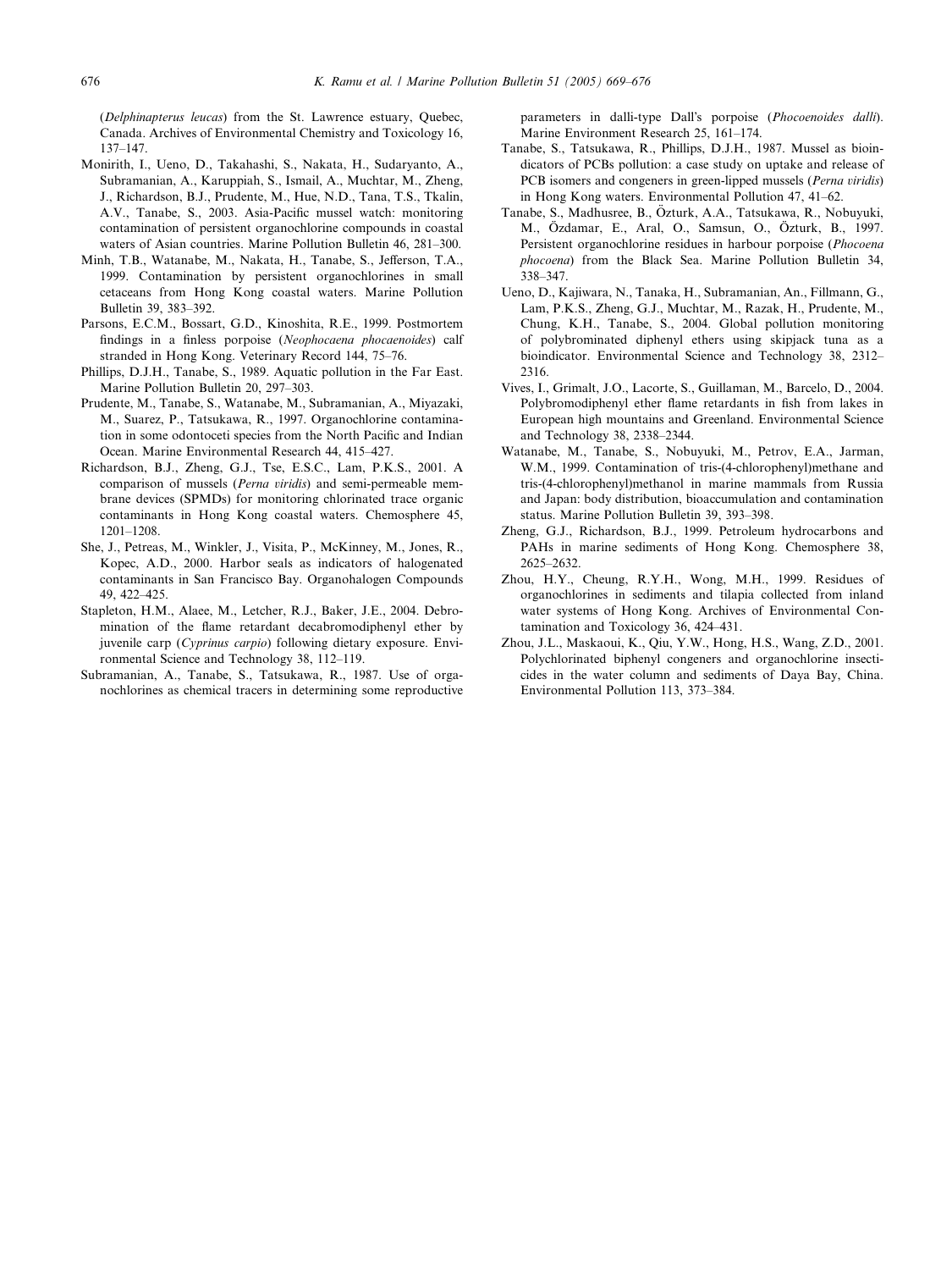(*Delphinapterus leucas*) from the St. Lawrence estuary, Quebec, Canada. Archives of Environmental Chemistry and Toxicology 16, 137–147.

Monirith, I., Ueno, D., Takahashi, S., Nakata, H., Sudaryanto, A., Subramanian, A., Karuppiah, S., Ismail, A., Muchtar, M., Zheng, J., Richardson, B.J., Prudente, M., Hue, N.D., Tana, T.S., Tkalin, A.V., Tanabe, S., 2003. Asia-Pacific mussel watch: monitoring contamination of persistent organochlorine compounds in coastal waters of Asian countries. Marine Pollution Bulletin 46, 281–300.

Minh, T.B., Watanabe, M., Nakata, H., Tanabe, S., Jefferson, T.A., 1999. Contamination by persistent organochlorines in small cetaceans from Hong Kong coastal waters. Marine Pollution Bulletin 39, 383–392.

Parsons, E.C.M., Bossart, G.D., Kinoshita, R.E., 1999. Postmortem findings in a finless porpoise (*Neophocaena phocaenoides*) calf stranded in Hong Kong. Veterinary Record 144, 75–76.

Phillips, D.J.H., Tanabe, S., 1989. Aquatic pollution in the Far East. Marine Pollution Bulletin 20, 297–303.

Prudente, M., Tanabe, S., Watanabe, M., Subramanian, A., Miyazaki, M., Suarez, P., Tatsukawa, R., 1997. Organochlorine contamination in some odontoceti species from the North Pacific and Indian Ocean. Marine Environmental Research 44, 415–427.

Richardson, B.J., Zheng, G.J., Tse, E.S.C., Lam, P.K.S., 2001. A comparison of mussels (*Perna viridis*) and semi-permeable membrane devices (SPMDs) for monitoring chlorinated trace organic contaminants in Hong Kong coastal waters. Chemosphere 45, 1201–1208.

She, J., Petreas, M., Winkler, J., Visita, P., McKinney, M., Jones, R., Kopec, A.D., 2000. Harbor seals as indicators of halogenated contaminants in San Francisco Bay. Organohalogen Compounds 49, 422–425.

Stapleton, H.M., Alaee, M., Letcher, R.J., Baker, J.E., 2004. Debromination of the flame retardant decabromodiphenyl ether by juvenile carp (*Cyprinus carpio*) following dietary exposure. Environmental Science and Technology 38, 112–119.

Subramanian, A., Tanabe, S., Tatsukawa, R., 1987. Use of organochlorines as chemical tracers in determining some reproductive parameters in dalli-type Dall's porpoise (*Phocoenoides dalli*). Marine Environment Research 25, 161–174.

Tanabe, S., Tatsukawa, R., Phillips, D.J.H., 1987. Mussel as bioindicators of PCBs pollution: a case study on uptake and release of PCB isomers and congeners in green-lipped mussels (*Perna viridis*) in Hong Kong waters. Environmental Pollution 47, 41–62.

Tanabe, S., Madhusree, B., Öztürk, A.A., Tatsukawa, R., Nobuyuki, M., Özdamar, E., Aral, O., Samsun, O., Öztürk, B., 1997. Persistent organochlorine residues in harbour porpoise (*Phocoena phocoena*) from the Black Sea. Marine Pollution Bulletin 34, 338–347.

Ueno, D., Kajiwara, N., Tanaka, H., Subramanian, An., Fillmann, G., Lam, P.K.S., Zheng, G.J., Muchtar, M., Razak, H., Prudente, M., Chung, K.H., Tanabe, S., 2004. Global pollution monitoring of polybrominated diphenyl ethers using skipjack tuna as a bioindicator. Environmental Science and Technology 38, 2312–2316.

Vives, I., Grimalt, J.O., Lacorte, S., Guillaman, M., Barcelo, D., 2004. Polybromodiphenyl ether flame retardants in fish from lakes in European high mountains and Greenland. Environmental Science and Technology 38, 2338–2344.

Watanabe, M., Tanabe, S., Nobuyuki, M., Petrov, E.A., Jarman, W.M., 1999. Contamination of tris-(4-chlorophenyl)methane and tris-(4-chlorophenyl)methanol in marine mammals from Russia and Japan: body distribution, bioaccumulation and contamination status. Marine Pollution Bulletin 39, 393–398.

Zheng, G.J., Richardson, B.J., 1999. Petroleum hydrocarbons and PAHs in marine sediments of Hong Kong. Chemosphere 38, 2625–2632.

Zhou, H.Y., Cheung, R.Y.H., Wong, M.H., 1999. Residues of organochlorines in sediments and tilapia collected from inland water systems of Hong Kong. Archives of Environmental Contamination and Toxicology 36, 424–431.

Zhou, J.L., Maskaoui, K., Qiu, Y.W., Hong, H.S., Wang, Z.D., 2001. Polychlorinated biphenyl congeners and organochlorine insecticides in the water column and sediments of Daya Bay, China. Environmental Pollution 113, 373–384.